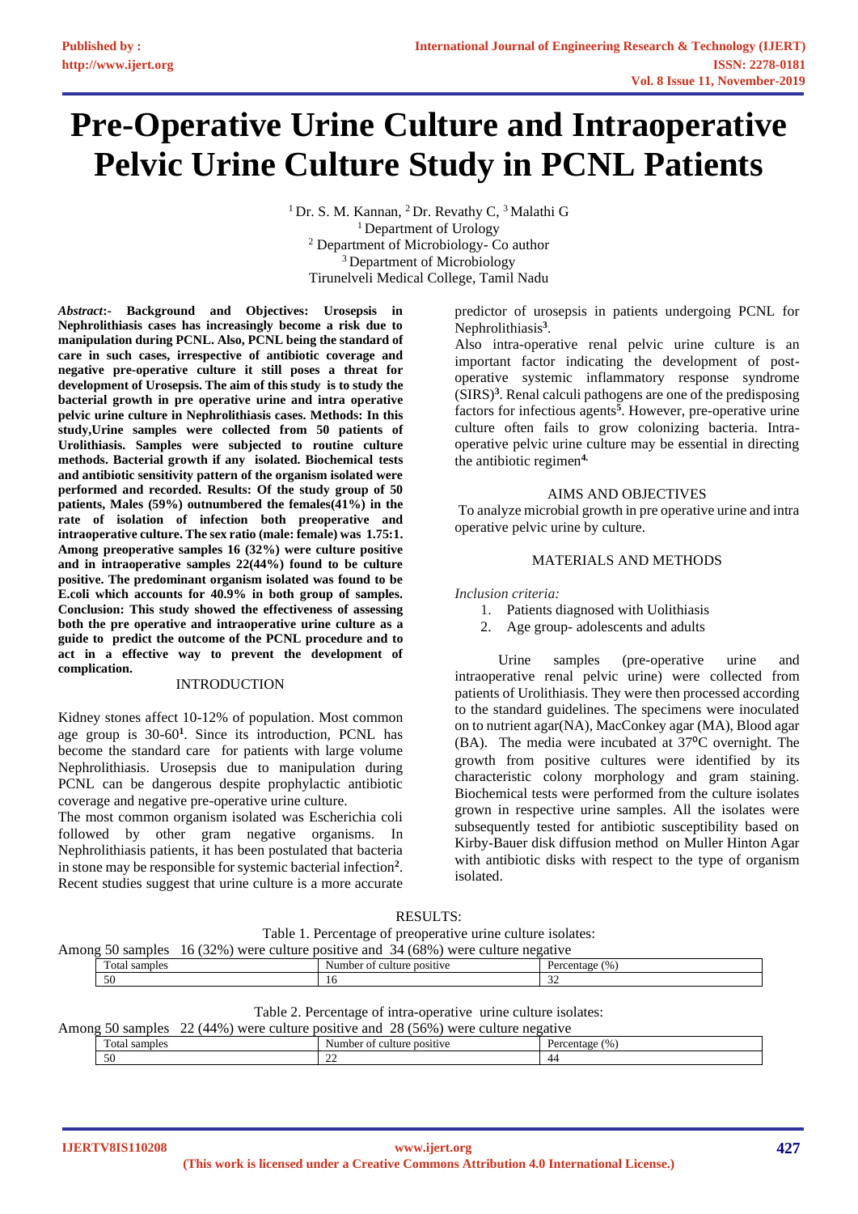# Pre-Operative Urine Culture and Intraoperative Pelvic Urine Culture Study in PCNL Patients

[1] Dr. S. M. Kannan, [2] Dr. Revathy C, [3] Malathi G
[1] Department of Urology
[2] Department of Microbiology- Co author
[3] Department of Microbiology
Tirunelveli Medical College, Tamil Nadu

***Abstract*:- Background and Objectives: Urosepsis in Nephrolithiasis cases has increasingly become a risk due to manipulation during PCNL. Also, PCNL being the standard of care in such cases, irrespective of antibiotic coverage and negative pre-operative culture it still poses a threat for development of Urosepsis. The aim of this study is to study the bacterial growth in pre operative urine and intra operative pelvic urine culture in Nephrolithiasis cases. Methods: In this study,Urine samples were collected from 50 patients of Urolithiasis. Samples were subjected to routine culture methods. Bacterial growth if any isolated. Biochemical tests and antibiotic sensitivity pattern of the organism isolated were performed and recorded. Results: Of the study group of 50 patients, Males (59%) outnumbered the females(41%) in the rate of isolation of infection both preoperative and intraoperative culture. The sex ratio (male: female) was 1.75:1. Among preoperative samples 16 (32%) were culture positive and in intraoperative samples 22(44%) found to be culture positive. The predominant organism isolated was found to be E.coli which accounts for 40.9% in both group of samples. Conclusion: This study showed the effectiveness of assessing both the pre operative and intraoperative urine culture as a guide to predict the outcome of the PCNL procedure and to act in a effective way to prevent the development of complication.**

## INTRODUCTION

Kidney stones affect 10-12% of population. Most common age group is 30-60[1]. Since its introduction, PCNL has become the standard care for patients with large volume Nephrolithiasis. Urosepsis due to manipulation during PCNL can be dangerous despite prophylactic antibiotic coverage and negative pre-operative urine culture.

The most common organism isolated was Escherichia coli followed by other gram negative organisms. In Nephrolithiasis patients, it has been postulated that bacteria in stone may be responsible for systemic bacterial infection[2]. Recent studies suggest that urine culture is a more accurate predictor of urosepsis in patients undergoing PCNL for Nephrolithiasis[3].

Also intra-operative renal pelvic urine culture is an important factor indicating the development of post-operative systemic inflammatory response syndrome (SIRS)[3]. Renal calculi pathogens are one of the predisposing factors for infectious agents[5]. However, pre-operative urine culture often fails to grow colonizing bacteria. Intra-operative pelvic urine culture may be essential in directing the antibiotic regimen[4].

## AIMS AND OBJECTIVES

To analyze microbial growth in pre operative urine and intra operative pelvic urine by culture.

## MATERIALS AND METHODS

*Inclusion criteria:*

1. Patients diagnosed with Uolithiasis
2. Age group- adolescents and adults

Urine samples (pre-operative urine and intraoperative renal pelvic urine) were collected from patients of Urolithiasis. They were then processed according to the standard guidelines. The specimens were inoculated on to nutrient agar(NA), MacConkey agar (MA), Blood agar (BA). The media were incubated at 37⁰C overnight. The growth from positive cultures were identified by its characteristic colony morphology and gram staining. Biochemical tests were performed from the culture isolates grown in respective urine samples. All the isolates were subsequently tested for antibiotic susceptibility based on Kirby-Bauer disk diffusion method on Muller Hinton Agar with antibiotic disks with respect to the type of organism isolated.

## RESULTS:

Table 1. Percentage of preoperative urine culture isolates:

Among 50 samples 16 (32%) were culture positive and 34 (68%) were culture negative

| Total samples | Number of culture positive | Percentage (%) |
|---|---|---|
| 50 | 16 | 32 |

Table 2. Percentage of intra-operative urine culture isolates:

Among 50 samples 22 (44%) were culture positive and 28 (56%) were culture negative

| Total samples | Number of culture positive | Percentage (%) |
|---|---|---|
| 50 | 22 | 44 |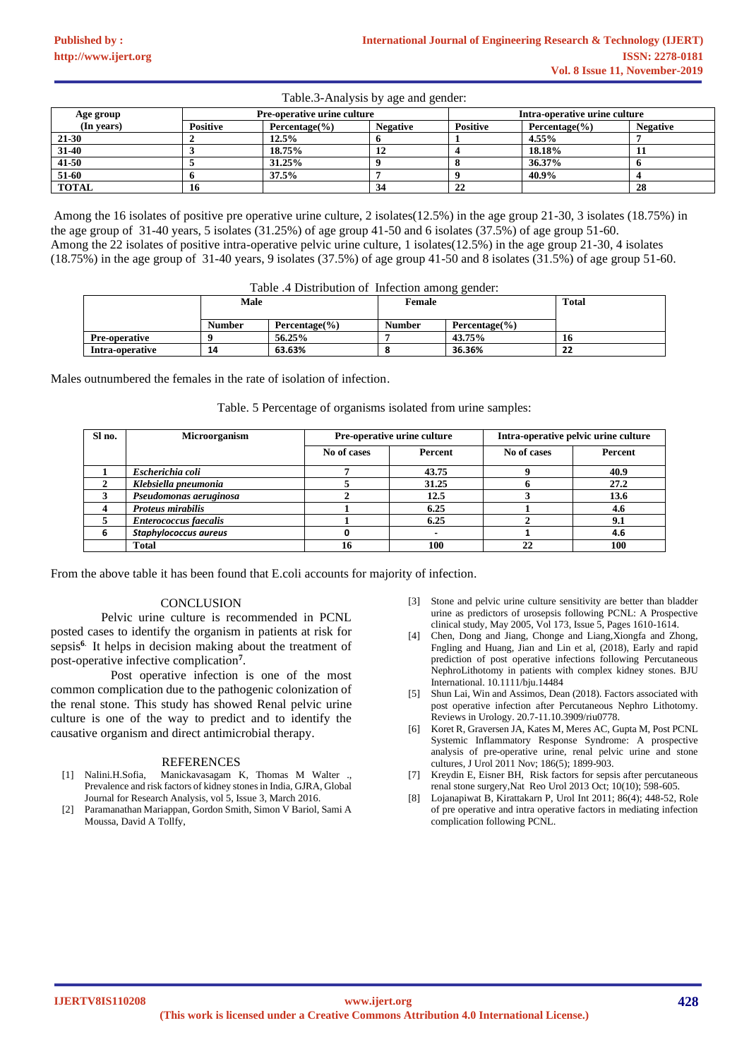Table.3-Analysis by age and gender:

| Age group (In years) | Pre-operative urine culture | | | Intra-operative urine culture | | |
|---|---|---|---|---|---|---|
| | Positive | Percentage(%) | Negative | Positive | Percentage(%) | Negative |
| 21-30 | 2 | 12.5% | 6 | 1 | 4.55% | 7 |
| 31-40 | 3 | 18.75% | 12 | 4 | 18.18% | 11 |
| 41-50 | 5 | 31.25% | 9 | 8 | 36.37% | 6 |
| 51-60 | 6 | 37.5% | 7 | 9 | 40.9% | 4 |
| TOTAL | 16 | | 34 | 22 | | 28 |

Among the 16 isolates of positive pre operative urine culture, 2 isolates(12.5%) in the age group 21-30, 3 isolates (18.75%) in the age group of 31-40 years, 5 isolates (31.25%) of age group 41-50 and 6 isolates (37.5%) of age group 51-60.
Among the 22 isolates of positive intra-operative pelvic urine culture, 1 isolates(12.5%) in the age group 21-30, 4 isolates (18.75%) in the age group of 31-40 years, 9 isolates (37.5%) of age group 41-50 and 8 isolates (31.5%) of age group 51-60.

Table .4 Distribution of Infection among gender:

| | Male | | Female | | Total |
|---|---|---|---|---|---|
| | Number | Percentage(%) | Number | Percentage(%) | |
| Pre-operative | 9 | 56.25% | 7 | 43.75% | 16 |
| Intra-operative | 14 | 63.63% | 8 | 36.36% | 22 |

Males outnumbered the females in the rate of isolation of infection.

Table. 5 Percentage of organisms isolated from urine samples:

| Sl no. | Microorganism | Pre-operative urine culture | | Intra-operative pelvic urine culture | |
|---|---|---|---|---|---|
| | | No of cases | Percent | No of cases | Percent |
| 1 | *Escherichia coli* | 7 | 43.75 | 9 | 40.9 |
| 2 | *Klebsiella pneumonia* | 5 | 31.25 | 6 | 27.2 |
| 3 | *Pseudomonas aeruginosa* | 2 | 12.5 | 3 | 13.6 |
| 4 | *Proteus mirabilis* | 1 | 6.25 | 1 | 4.6 |
| 5 | *Enterococcus faecalis* | 1 | 6.25 | 2 | 9.1 |
| 6 | *Staphylococcus aureus* | 0 | - | 1 | 4.6 |
| | Total | 16 | 100 | 22 | 100 |

From the above table it has been found that E.coli accounts for majority of infection.

## CONCLUSION

Pelvic urine culture is recommended in PCNL posted cases to identify the organism in patients at risk for sepsis[6]. It helps in decision making about the treatment of post-operative infective complication[7].

Post operative infection is one of the most common complication due to the pathogenic colonization of the renal stone. This study has showed Renal pelvic urine culture is one of the way to predict and to identify the causative organism and direct antimicrobial therapy.

## REFERENCES

[1] Nalini.H.Sofia, Manickavasagam K, Thomas M Walter ., Prevalence and risk factors of kidney stones in India, GJRA, Global Journal for Research Analysis, vol 5, Issue 3, March 2016.

[2] Paramanathan Mariappan, Gordon Smith, Simon V Bariol, Sami A Moussa, David A Tollfy,

[3] Stone and pelvic urine culture sensitivity are better than bladder urine as predictors of urosepsis following PCNL: A Prospective clinical study, May 2005, Vol 173, Issue 5, Pages 1610-1614.

[4] Chen, Dong and Jiang, Chonge and Liang,Xiongfa and Zhong, Fngling and Huang, Jian and Lin et al, (2018), Early and rapid prediction of post operative infections following Percutaneous NephroLithotomy in patients with complex kidney stones. BJU International. 10.1111/bju.14484

[5] Shun Lai, Win and Assimos, Dean (2018). Factors associated with post operative infection after Percutaneous Nephro Lithotomy. Reviews in Urology. 20.7-11.10.3909/riu0778.

[6] Koret R, Graversen JA, Kates M, Meres AC, Gupta M, Post PCNL Systemic Inflammatory Response Syndrome: A prospective analysis of pre-operative urine, renal pelvic urine and stone cultures, J Urol 2011 Nov; 186(5); 1899-903.

[7] Kreydin E, Eisner BH, Risk factors for sepsis after percutaneous renal stone surgery,Nat Reo Urol 2013 Oct; 10(10); 598-605.

[8] Lojanapiwat B, Kirattakarn P, Urol Int 2011; 86(4); 448-52, Role of pre operative and intra operative factors in mediating infection complication following PCNL.